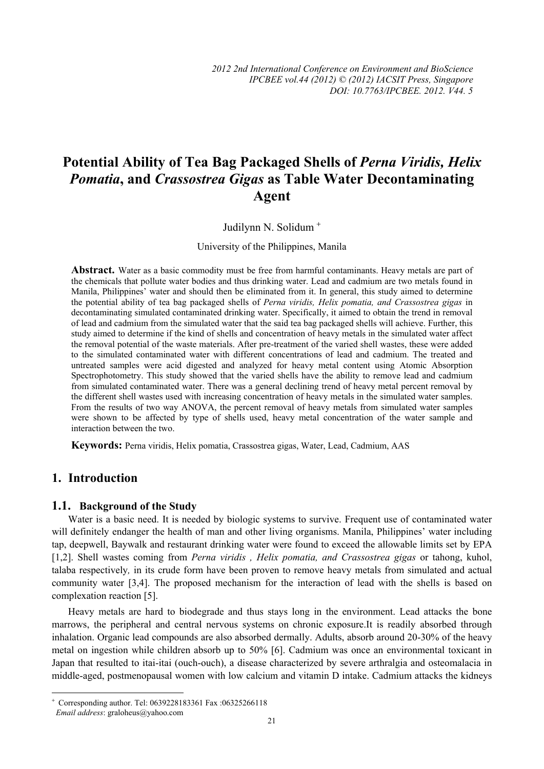# Potential Ability of Tea Bag Packaged Shells of *Perna Viridis, Helix Pomatia*, and *Crassostrea Gigas* as Table Water Decontaminating Agent

Judilynn N. Solidum [+]

University of the Philippines, Manila

**Abstract.** Water as a basic commodity must be free from harmful contaminants. Heavy metals are part of the chemicals that pollute water bodies and thus drinking water. Lead and cadmium are two metals found in Manila, Philippines' water and should then be eliminated from it. In general, this study aimed to determine the potential ability of tea bag packaged shells of *Perna viridis, Helix pomatia, and Crassostrea gigas* in decontaminating simulated contaminated drinking water. Specifically, it aimed to obtain the trend in removal of lead and cadmium from the simulated water that the said tea bag packaged shells will achieve. Further, this study aimed to determine if the kind of shells and concentration of heavy metals in the simulated water affect the removal potential of the waste materials. After pre-treatment of the varied shell wastes, these were added to the simulated contaminated water with different concentrations of lead and cadmium. The treated and untreated samples were acid digested and analyzed for heavy metal content using Atomic Absorption Spectrophotometry. This study showed that the varied shells have the ability to remove lead and cadmium from simulated contaminated water. There was a general declining trend of heavy metal percent removal by the different shell wastes used with increasing concentration of heavy metals in the simulated water samples. From the results of two way ANOVA, the percent removal of heavy metals from simulated water samples were shown to be affected by type of shells used, heavy metal concentration of the water sample and interaction between the two.

**Keywords:** Perna viridis, Helix pomatia, Crassostrea gigas, Water, Lead, Cadmium, AAS

## 1. Introduction

### 1.1. Background of the Study

Water is a basic need. It is needed by biologic systems to survive. Frequent use of contaminated water will definitely endanger the health of man and other living organisms. Manila, Philippines' water including tap, deepwell, Baywalk and restaurant drinking water were found to exceed the allowable limits set by EPA [1,2]. Shell wastes coming from *Perna viridis , Helix pomatia, and Crassostrea gigas* or tahong, kuhol, talaba respectively*,* in its crude form have been proven to remove heavy metals from simulated and actual community water [3,4]. The proposed mechanism for the interaction of lead with the shells is based on complexation reaction [5].

Heavy metals are hard to biodegrade and thus stays long in the environment. Lead attacks the bone marrows, the peripheral and central nervous systems on chronic exposure.It is readily absorbed through inhalation. Organic lead compounds are also absorbed dermally. Adults, absorb around 20-30% of the heavy metal on ingestion while children absorb up to 50% [6]. Cadmium was once an environmental toxicant in Japan that resulted to itai-itai (ouch-ouch), a disease characterized by severe arthralgia and osteomalacia in middle-aged, postmenopausal women with low calcium and vitamin D intake. Cadmium attacks the kidneys

[+] Corresponding author. Tel: 0639228183361 Fax :06325266118
*Email address*: graloheus@yahoo.com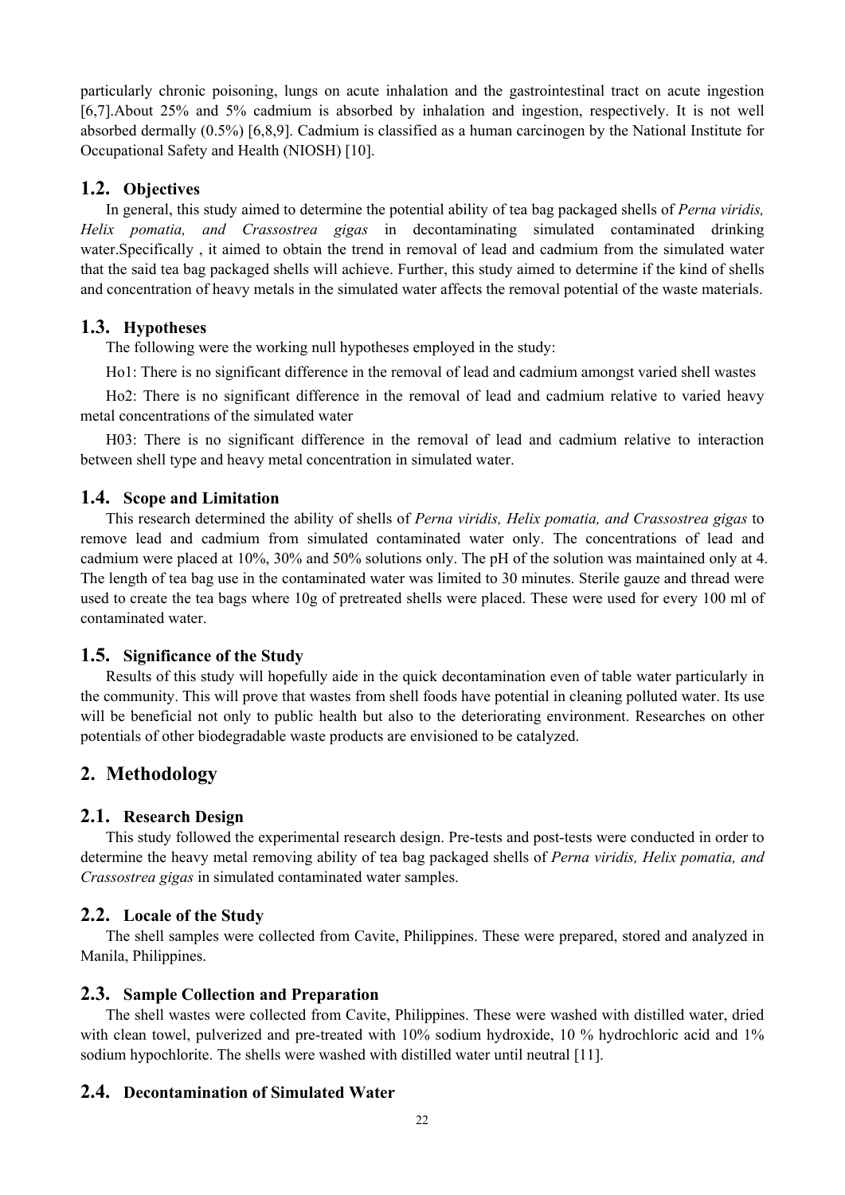particularly chronic poisoning, lungs on acute inhalation and the gastrointestinal tract on acute ingestion [6,7].About 25% and 5% cadmium is absorbed by inhalation and ingestion, respectively. It is not well absorbed dermally (0.5%) [6,8,9]. Cadmium is classified as a human carcinogen by the National Institute for Occupational Safety and Health (NIOSH) [10].

## 1.2. Objectives

In general, this study aimed to determine the potential ability of tea bag packaged shells of *Perna viridis, Helix pomatia, and Crassostrea gigas* in decontaminating simulated contaminated drinking water.Specifically , it aimed to obtain the trend in removal of lead and cadmium from the simulated water that the said tea bag packaged shells will achieve. Further, this study aimed to determine if the kind of shells and concentration of heavy metals in the simulated water affects the removal potential of the waste materials.

## 1.3. Hypotheses

The following were the working null hypotheses employed in the study:

Ho1: There is no significant difference in the removal of lead and cadmium amongst varied shell wastes

Ho2: There is no significant difference in the removal of lead and cadmium relative to varied heavy metal concentrations of the simulated water

H03: There is no significant difference in the removal of lead and cadmium relative to interaction between shell type and heavy metal concentration in simulated water.

## 1.4. Scope and Limitation

This research determined the ability of shells of *Perna viridis, Helix pomatia, and Crassostrea gigas* to remove lead and cadmium from simulated contaminated water only. The concentrations of lead and cadmium were placed at 10%, 30% and 50% solutions only. The pH of the solution was maintained only at 4. The length of tea bag use in the contaminated water was limited to 30 minutes. Sterile gauze and thread were used to create the tea bags where 10g of pretreated shells were placed. These were used for every 100 ml of contaminated water.

## 1.5. Significance of the Study

Results of this study will hopefully aide in the quick decontamination even of table water particularly in the community. This will prove that wastes from shell foods have potential in cleaning polluted water. Its use will be beneficial not only to public health but also to the deteriorating environment. Researches on other potentials of other biodegradable waste products are envisioned to be catalyzed.

# 2. Methodology

## 2.1. Research Design

This study followed the experimental research design. Pre-tests and post-tests were conducted in order to determine the heavy metal removing ability of tea bag packaged shells of *Perna viridis, Helix pomatia, and Crassostrea gigas* in simulated contaminated water samples.

## 2.2. Locale of the Study

The shell samples were collected from Cavite, Philippines. These were prepared, stored and analyzed in Manila, Philippines.

## 2.3. Sample Collection and Preparation

The shell wastes were collected from Cavite, Philippines. These were washed with distilled water, dried with clean towel, pulverized and pre-treated with 10% sodium hydroxide, 10 % hydrochloric acid and 1% sodium hypochlorite. The shells were washed with distilled water until neutral [11].

## 2.4. Decontamination of Simulated Water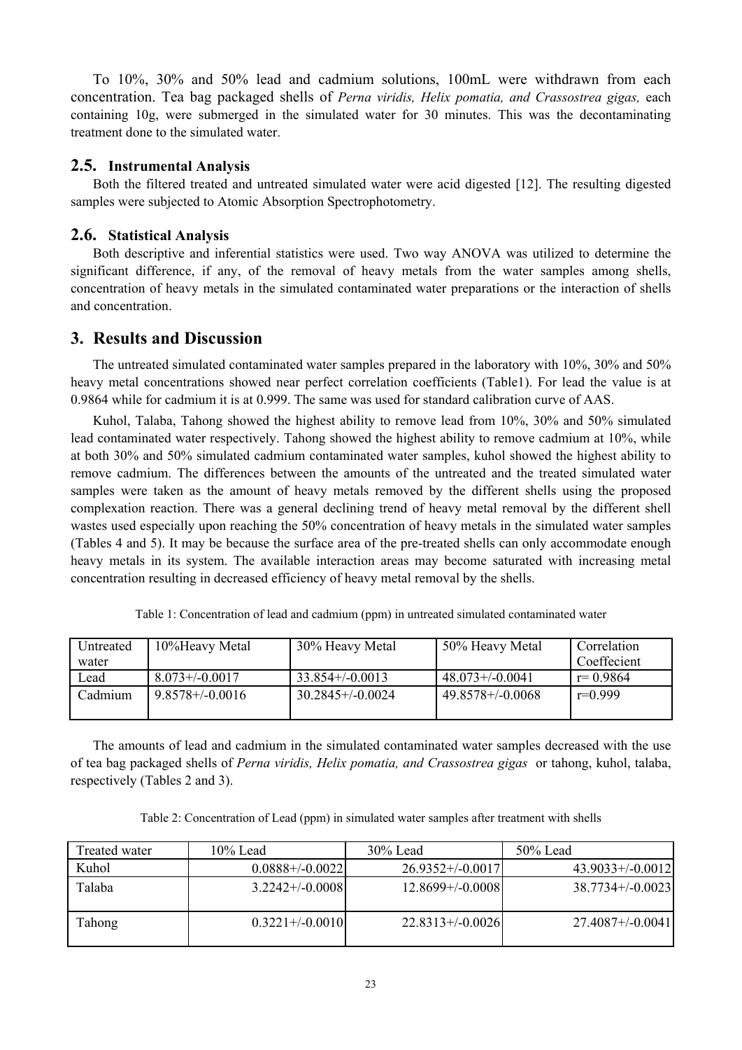To 10%, 30% and 50% lead and cadmium solutions, 100mL were withdrawn from each concentration. Tea bag packaged shells of *Perna viridis, Helix pomatia, and Crassostrea gigas,* each containing 10g, were submerged in the simulated water for 30 minutes. This was the decontaminating treatment done to the simulated water.

## 2.5. Instrumental Analysis

Both the filtered treated and untreated simulated water were acid digested [12]. The resulting digested samples were subjected to Atomic Absorption Spectrophotometry.

## 2.6. Statistical Analysis

Both descriptive and inferential statistics were used. Two way ANOVA was utilized to determine the significant difference, if any, of the removal of heavy metals from the water samples among shells, concentration of heavy metals in the simulated contaminated water preparations or the interaction of shells and concentration.

# 3. Results and Discussion

The untreated simulated contaminated water samples prepared in the laboratory with 10%, 30% and 50% heavy metal concentrations showed near perfect correlation coefficients (Table1). For lead the value is at 0.9864 while for cadmium it is at 0.999. The same was used for standard calibration curve of AAS.

Kuhol, Talaba, Tahong showed the highest ability to remove lead from 10%, 30% and 50% simulated lead contaminated water respectively. Tahong showed the highest ability to remove cadmium at 10%, while at both 30% and 50% simulated cadmium contaminated water samples, kuhol showed the highest ability to remove cadmium. The differences between the amounts of the untreated and the treated simulated water samples were taken as the amount of heavy metals removed by the different shells using the proposed complexation reaction. There was a general declining trend of heavy metal removal by the different shell wastes used especially upon reaching the 50% concentration of heavy metals in the simulated water samples (Tables 4 and 5). It may be because the surface area of the pre-treated shells can only accommodate enough heavy metals in its system. The available interaction areas may become saturated with increasing metal concentration resulting in decreased efficiency of heavy metal removal by the shells.

Table 1: Concentration of lead and cadmium (ppm) in untreated simulated contaminated water

| Untreated water | 10%Heavy Metal | 30% Heavy Metal | 50% Heavy Metal | Correlation Coeffecient |
|---|---|---|---|---|
| Lead | 8.073+/-0.0017 | 33.854+/-0.0013 | 48.073+/-0.0041 | r= 0.9864 |
| Cadmium | 9.8578+/-0.0016 | 30.2845+/-0.0024 | 49.8578+/-0.0068 | r=0.999 |

The amounts of lead and cadmium in the simulated contaminated water samples decreased with the use of tea bag packaged shells of *Perna viridis, Helix pomatia, and Crassostrea gigas* or tahong, kuhol, talaba, respectively (Tables 2 and 3).

Table 2: Concentration of Lead (ppm) in simulated water samples after treatment with shells

| Treated water | 10% Lead | 30% Lead | 50% Lead |
|---|---|---|---|
| Kuhol | 0.0888+/-0.0022 | 26.9352+/-0.0017 | 43.9033+/-0.0012 |
| Talaba | 3.2242+/-0.0008 | 12.8699+/-0.0008 | 38.7734+/-0.0023 |
| Tahong | 0.3221+/-0.0010 | 22.8313+/-0.0026 | 27.4087+/-0.0041 |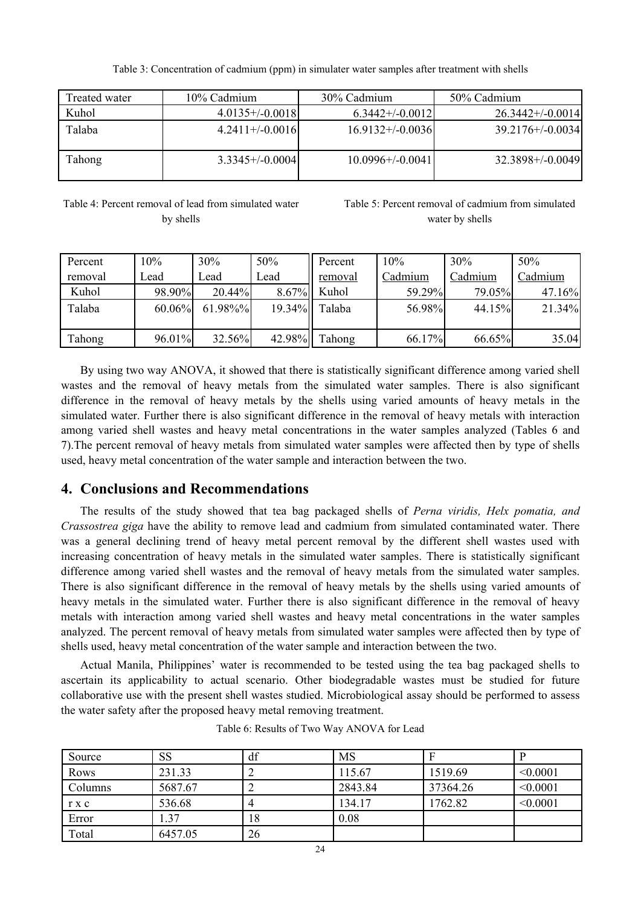Table 3: Concentration of cadmium (ppm) in simulater water samples after treatment with shells

| Treated water | 10% Cadmium | 30% Cadmium | 50% Cadmium |
|---|---|---|---|
| Kuhol | 4.0135+/-0.0018 | 6.3442+/-0.0012 | 26.3442+/-0.0014 |
| Talaba | 4.2411+/-0.0016 | 16.9132+/-0.0036 | 39.2176+/-0.0034 |
| Tahong | 3.3345+/-0.0004 | 10.0996+/-0.0041 | 32.3898+/-0.0049 |

Table 4: Percent removal of lead from simulated water by shells

| Percent removal | 10% Lead | 30% Lead | 50% Lead |
|---|---|---|---|
| Kuhol | 98.90% | 20.44% | 8.67% |
| Talaba | 60.06% | 61.98%% | 19.34% |
| Tahong | 96.01% | 32.56% | 42.98% |

Table 5: Percent removal of cadmium from simulated water by shells

| Percent removal | 10% Cadmium | 30% Cadmium | 50% Cadmium |
|---|---|---|---|
| Kuhol | 59.29% | 79.05% | 47.16% |
| Talaba | 56.98% | 44.15% | 21.34% |
| Tahong | 66.17% | 66.65% | 35.04 |

By using two way ANOVA, it showed that there is statistically significant difference among varied shell wastes and the removal of heavy metals from the simulated water samples. There is also significant difference in the removal of heavy metals by the shells using varied amounts of heavy metals in the simulated water. Further there is also significant difference in the removal of heavy metals with interaction among varied shell wastes and heavy metal concentrations in the water samples analyzed (Tables 6 and 7).The percent removal of heavy metals from simulated water samples were affected then by type of shells used, heavy metal concentration of the water sample and interaction between the two.

## 4. Conclusions and Recommendations

The results of the study showed that tea bag packaged shells of *Perna viridis, Helx pomatia, and Crassostrea giga* have the ability to remove lead and cadmium from simulated contaminated water. There was a general declining trend of heavy metal percent removal by the different shell wastes used with increasing concentration of heavy metals in the simulated water samples. There is statistically significant difference among varied shell wastes and the removal of heavy metals from the simulated water samples. There is also significant difference in the removal of heavy metals by the shells using varied amounts of heavy metals in the simulated water. Further there is also significant difference in the removal of heavy metals with interaction among varied shell wastes and heavy metal concentrations in the water samples analyzed. The percent removal of heavy metals from simulated water samples were affected then by type of shells used, heavy metal concentration of the water sample and interaction between the two.

Actual Manila, Philippines' water is recommended to be tested using the tea bag packaged shells to ascertain its applicability to actual scenario. Other biodegradable wastes must be studied for future collaborative use with the present shell wastes studied. Microbiological assay should be performed to assess the water safety after the proposed heavy metal removing treatment.

Table 6: Results of Two Way ANOVA for Lead

| Source | SS | df | MS | F | P |
|---|---|---|---|---|---|
| Rows | 231.33 | 2 | 115.67 | 1519.69 | <0.0001 |
| Columns | 5687.67 | 2 | 2843.84 | 37364.26 | <0.0001 |
| r x c | 536.68 | 4 | 134.17 | 1762.82 | <0.0001 |
| Error | 1.37 | 18 | 0.08 | | |
| Total | 6457.05 | 26 | | | |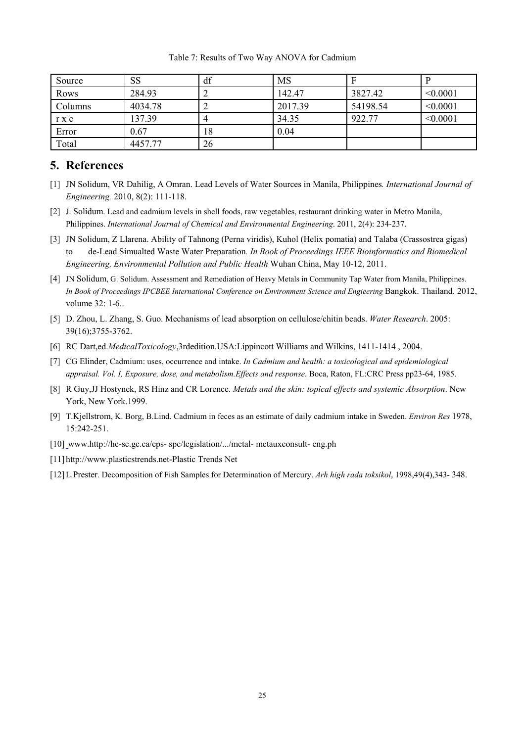Table 7: Results of Two Way ANOVA for Cadmium

| Source | SS | df | MS | F | P |
|---|---|---|---|---|---|
| Rows | 284.93 | 2 | 142.47 | 3827.42 | <0.0001 |
| Columns | 4034.78 | 2 | 2017.39 | 54198.54 | <0.0001 |
| r x c | 137.39 | 4 | 34.35 | 922.77 | <0.0001 |
| Error | 0.67 | 18 | 0.04 | | |
| Total | 4457.77 | 26 | | | |

## 5. References

[1] JN Solidum, VR Dahilig, A Omran. Lead Levels of Water Sources in Manila, Philippines*. International Journal of Engineering.* 2010, 8(2): 111-118.

[2] J. Solidum. Lead and cadmium levels in shell foods, raw vegetables, restaurant drinking water in Metro Manila, Philippines. *International Journal of Chemical and Environmental Engineering*. 2011, 2(4): 234-237.

[3] JN Solidum, Z Llarena. Ability of Tahnong (Perna viridis), Kuhol (Helix pomatia) and Talaba (Crassostrea gigas) to de-Lead Simualted Waste Water Preparation*. In Book of Proceedings IEEE Bioinformatics and Biomedical Engineering, Environmental Pollution and Public Health* Wuhan China, May 10-12, 2011.

[4] JN Solidum, G. Solidum. Assessment and Remediation of Heavy Metals in Community Tap Water from Manila, Philippines. *In Book of Proceedings IPCBEE International Conference on Environment Science and Engieering* Bangkok. Thailand. 2012, volume 32: 1-6..

[5] D. Zhou, L. Zhang, S. Guo. Mechanisms of lead absorption on cellulose/chitin beads. *Water Research*. 2005: 39(16);3755-3762.

[6] RC Dart,ed.*MedicalToxicology*,3rdedition.USA:Lippincott Williams and Wilkins, 1411-1414 , 2004.

[7] CG Elinder, Cadmium: uses, occurrence and intake. *In Cadmium and health: a toxicological and epidemiological appraisal. Vol. I, Exposure, dose, and metabolism.Effects and response*. Boca, Raton, FL:CRC Press pp23-64, 1985.

[8] R Guy,JJ Hostynek, RS Hinz and CR Lorence. *Metals and the skin: topical effects and systemic Absorption*. New York, New York.1999.

[9] T.Kjellstrom, K. Borg, B.Lind. Cadmium in feces as an estimate of daily cadmium intake in Sweden. *Environ Res* 1978, 15:242-251.

[10] www.http://hc-sc.gc.ca/cps- spc/legislation/.../metal- metauxconsult- eng.ph

[11] http://www.plasticstrends.net-Plastic Trends Net

[12] L.Prester. Decomposition of Fish Samples for Determination of Mercury. *Arh high rada toksikol*, 1998,49(4),343- 348.